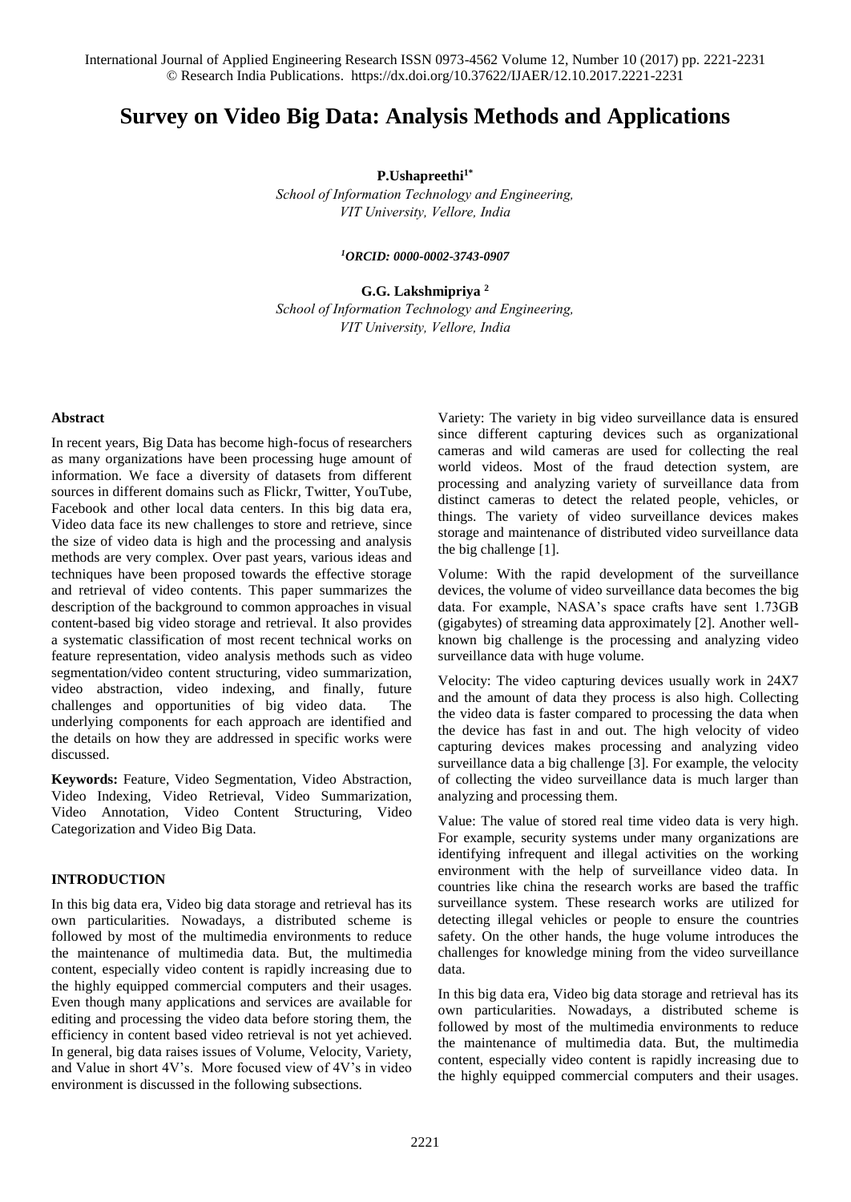# Survey on Video Big Data: Analysis Methods and Applications

**P.Ushapreethi[1*]**

*School of Information Technology and Engineering, VIT University, Vellore, India*

***[1]ORCID: 0000-0002-3743-0907***

**G.G. Lakshmipriya [2]**

*School of Information Technology and Engineering, VIT University, Vellore, India*

#### Abstract

In recent years, Big Data has become high-focus of researchers as many organizations have been processing huge amount of information. We face a diversity of datasets from different sources in different domains such as Flickr, Twitter, YouTube, Facebook and other local data centers. In this big data era, Video data face its new challenges to store and retrieve, since the size of video data is high and the processing and analysis methods are very complex. Over past years, various ideas and techniques have been proposed towards the effective storage and retrieval of video contents. This paper summarizes the description of the background to common approaches in visual content-based big video storage and retrieval. It also provides a systematic classification of most recent technical works on feature representation, video analysis methods such as video segmentation/video content structuring, video summarization, video abstraction, video indexing, and finally, future challenges and opportunities of big video data. The underlying components for each approach are identified and the details on how they are addressed in specific works were discussed.

**Keywords:** Feature, Video Segmentation, Video Abstraction, Video Indexing, Video Retrieval, Video Summarization, Video Annotation, Video Content Structuring, Video Categorization and Video Big Data.

## INTRODUCTION

In this big data era, Video big data storage and retrieval has its own particularities. Nowadays, a distributed scheme is followed by most of the multimedia environments to reduce the maintenance of multimedia data. But, the multimedia content, especially video content is rapidly increasing due to the highly equipped commercial computers and their usages. Even though many applications and services are available for editing and processing the video data before storing them, the efficiency in content based video retrieval is not yet achieved. In general, big data raises issues of Volume, Velocity, Variety, and Value in short 4V's. More focused view of 4V's in video environment is discussed in the following subsections.

Variety: The variety in big video surveillance data is ensured since different capturing devices such as organizational cameras and wild cameras are used for collecting the real world videos. Most of the fraud detection system, are processing and analyzing variety of surveillance data from distinct cameras to detect the related people, vehicles, or things. The variety of video surveillance devices makes storage and maintenance of distributed video surveillance data the big challenge [1].

Volume: With the rapid development of the surveillance devices, the volume of video surveillance data becomes the big data. For example, NASA's space crafts have sent 1.73GB (gigabytes) of streaming data approximately [2]. Another well-known big challenge is the processing and analyzing video surveillance data with huge volume.

Velocity: The video capturing devices usually work in 24X7 and the amount of data they process is also high. Collecting the video data is faster compared to processing the data when the device has fast in and out. The high velocity of video capturing devices makes processing and analyzing video surveillance data a big challenge [3]. For example, the velocity of collecting the video surveillance data is much larger than analyzing and processing them.

Value: The value of stored real time video data is very high. For example, security systems under many organizations are identifying infrequent and illegal activities on the working environment with the help of surveillance video data. In countries like china the research works are based the traffic surveillance system. These research works are utilized for detecting illegal vehicles or people to ensure the countries safety. On the other hands, the huge volume introduces the challenges for knowledge mining from the video surveillance data.

In this big data era, Video big data storage and retrieval has its own particularities. Nowadays, a distributed scheme is followed by most of the multimedia environments to reduce the maintenance of multimedia data. But, the multimedia content, especially video content is rapidly increasing due to the highly equipped commercial computers and their usages.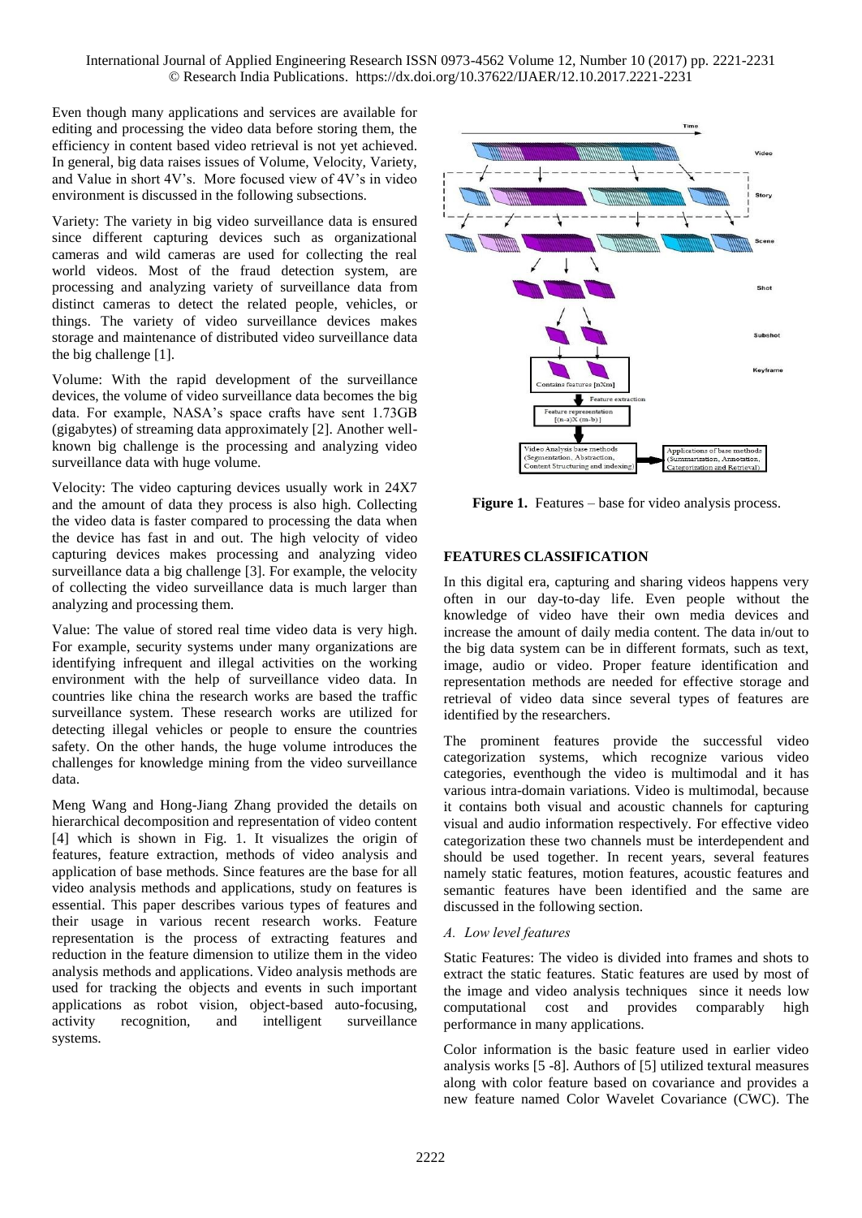Even though many applications and services are available for editing and processing the video data before storing them, the efficiency in content based video retrieval is not yet achieved. In general, big data raises issues of Volume, Velocity, Variety, and Value in short 4V's. More focused view of 4V's in video environment is discussed in the following subsections.

Variety: The variety in big video surveillance data is ensured since different capturing devices such as organizational cameras and wild cameras are used for collecting the real world videos. Most of the fraud detection system, are processing and analyzing variety of surveillance data from distinct cameras to detect the related people, vehicles, or things. The variety of video surveillance devices makes storage and maintenance of distributed video surveillance data the big challenge [1].

Volume: With the rapid development of the surveillance devices, the volume of video surveillance data becomes the big data. For example, NASA's space crafts have sent 1.73GB (gigabytes) of streaming data approximately [2]. Another well-known big challenge is the processing and analyzing video surveillance data with huge volume.

Velocity: The video capturing devices usually work in 24X7 and the amount of data they process is also high. Collecting the video data is faster compared to processing the data when the device has fast in and out. The high velocity of video capturing devices makes processing and analyzing video surveillance data a big challenge [3]. For example, the velocity of collecting the video surveillance data is much larger than analyzing and processing them.

Value: The value of stored real time video data is very high. For example, security systems under many organizations are identifying infrequent and illegal activities on the working environment with the help of surveillance video data. In countries like china the research works are based the traffic surveillance system. These research works are utilized for detecting illegal vehicles or people to ensure the countries safety. On the other hands, the huge volume introduces the challenges for knowledge mining from the video surveillance data.

Meng Wang and Hong-Jiang Zhang provided the details on hierarchical decomposition and representation of video content [4] which is shown in Fig. 1. It visualizes the origin of features, feature extraction, methods of video analysis and application of base methods. Since features are the base for all video analysis methods and applications, study on features is essential. This paper describes various types of features and their usage in various recent research works. Feature representation is the process of extracting features and reduction in the feature dimension to utilize them in the video analysis methods and applications. Video analysis methods are used for tracking the objects and events in such important applications as robot vision, object-based auto-focusing, activity recognition, and intelligent surveillance systems.

**Figure 1.** Features – base for video analysis process.

## FEATURES CLASSIFICATION

In this digital era, capturing and sharing videos happens very often in our day-to-day life. Even people without the knowledge of video have their own media devices and increase the amount of daily media content. The data in/out to the big data system can be in different formats, such as text, image, audio or video. Proper feature identification and representation methods are needed for effective storage and retrieval of video data since several types of features are identified by the researchers.

The prominent features provide the successful video categorization systems, which recognize various video categories, eventhough the video is multimodal and it has various intra-domain variations. Video is multimodal, because it contains both visual and acoustic channels for capturing visual and audio information respectively. For effective video categorization these two channels must be interdependent and should be used together. In recent years, several features namely static features, motion features, acoustic features and semantic features have been identified and the same are discussed in the following section.

### *A. Low level features*

Static Features: The video is divided into frames and shots to extract the static features. Static features are used by most of the image and video analysis techniques since it needs low computational cost and provides comparably high performance in many applications.

Color information is the basic feature used in earlier video analysis works [5 -8]. Authors of [5] utilized textural measures along with color feature based on covariance and provides a new feature named Color Wavelet Covariance (CWC). The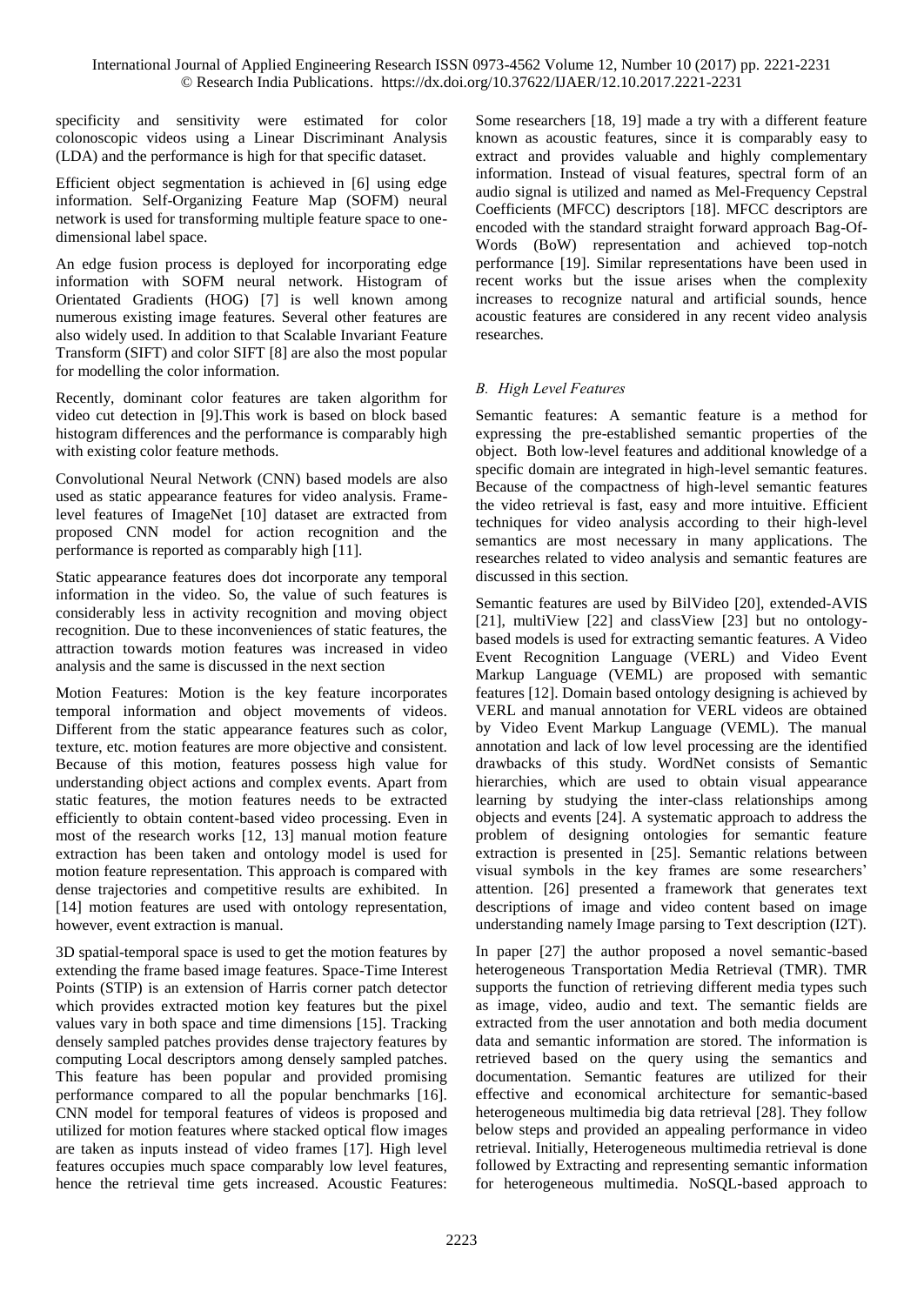specificity and sensitivity were estimated for color colonoscopic videos using a Linear Discriminant Analysis (LDA) and the performance is high for that specific dataset.

Efficient object segmentation is achieved in [6] using edge information. Self-Organizing Feature Map (SOFM) neural network is used for transforming multiple feature space to one-dimensional label space.

An edge fusion process is deployed for incorporating edge information with SOFM neural network. Histogram of Orientated Gradients (HOG) [7] is well known among numerous existing image features. Several other features are also widely used. In addition to that Scalable Invariant Feature Transform (SIFT) and color SIFT [8] are also the most popular for modelling the color information.

Recently, dominant color features are taken algorithm for video cut detection in [9].This work is based on block based histogram differences and the performance is comparably high with existing color feature methods.

Convolutional Neural Network (CNN) based models are also used as static appearance features for video analysis. Frame-level features of ImageNet [10] dataset are extracted from proposed CNN model for action recognition and the performance is reported as comparably high [11].

Static appearance features does dot incorporate any temporal information in the video. So, the value of such features is considerably less in activity recognition and moving object recognition. Due to these inconveniences of static features, the attraction towards motion features was increased in video analysis and the same is discussed in the next section

Motion Features: Motion is the key feature incorporates temporal information and object movements of videos. Different from the static appearance features such as color, texture, etc. motion features are more objective and consistent. Because of this motion, features possess high value for understanding object actions and complex events. Apart from static features, the motion features needs to be extracted efficiently to obtain content-based video processing. Even in most of the research works [12, 13] manual motion feature extraction has been taken and ontology model is used for motion feature representation. This approach is compared with dense trajectories and competitive results are exhibited. In [14] motion features are used with ontology representation, however, event extraction is manual.

3D spatial-temporal space is used to get the motion features by extending the frame based image features. Space-Time Interest Points (STIP) is an extension of Harris corner patch detector which provides extracted motion key features but the pixel values vary in both space and time dimensions [15]. Tracking densely sampled patches provides dense trajectory features by computing Local descriptors among densely sampled patches. This feature has been popular and provided promising performance compared to all the popular benchmarks [16]. CNN model for temporal features of videos is proposed and utilized for motion features where stacked optical flow images are taken as inputs instead of video frames [17]. High level features occupies much space comparably low level features, hence the retrieval time gets increased. Acoustic Features: Some researchers [18, 19] made a try with a different feature known as acoustic features, since it is comparably easy to extract and provides valuable and highly complementary information. Instead of visual features, spectral form of an audio signal is utilized and named as Mel-Frequency Cepstral Coefficients (MFCC) descriptors [18]. MFCC descriptors are encoded with the standard straight forward approach Bag-Of-Words (BoW) representation and achieved top-notch performance [19]. Similar representations have been used in recent works but the issue arises when the complexity increases to recognize natural and artificial sounds, hence acoustic features are considered in any recent video analysis researches.

### *B. High Level Features*

Semantic features: A semantic feature is a method for expressing the pre-established semantic properties of the object. Both low-level features and additional knowledge of a specific domain are integrated in high-level semantic features. Because of the compactness of high-level semantic features the video retrieval is fast, easy and more intuitive. Efficient techniques for video analysis according to their high-level semantics are most necessary in many applications. The researches related to video analysis and semantic features are discussed in this section.

Semantic features are used by BilVideo [20], extended-AVIS [21], multiView [22] and classView [23] but no ontology-based models is used for extracting semantic features. A Video Event Recognition Language (VERL) and Video Event Markup Language (VEML) are proposed with semantic features [12]. Domain based ontology designing is achieved by VERL and manual annotation for VERL videos are obtained by Video Event Markup Language (VEML). The manual annotation and lack of low level processing are the identified drawbacks of this study. WordNet consists of Semantic hierarchies, which are used to obtain visual appearance learning by studying the inter-class relationships among objects and events [24]. A systematic approach to address the problem of designing ontologies for semantic feature extraction is presented in [25]. Semantic relations between visual symbols in the key frames are some researchers' attention. [26] presented a framework that generates text descriptions of image and video content based on image understanding namely Image parsing to Text description (I2T).

In paper [27] the author proposed a novel semantic-based heterogeneous Transportation Media Retrieval (TMR). TMR supports the function of retrieving different media types such as image, video, audio and text. The semantic fields are extracted from the user annotation and both media document data and semantic information are stored. The information is retrieved based on the query using the semantics and documentation. Semantic features are utilized for their effective and economical architecture for semantic-based heterogeneous multimedia big data retrieval [28]. They follow below steps and provided an appealing performance in video retrieval. Initially, Heterogeneous multimedia retrieval is done followed by Extracting and representing semantic information for heterogeneous multimedia. NoSQL-based approach to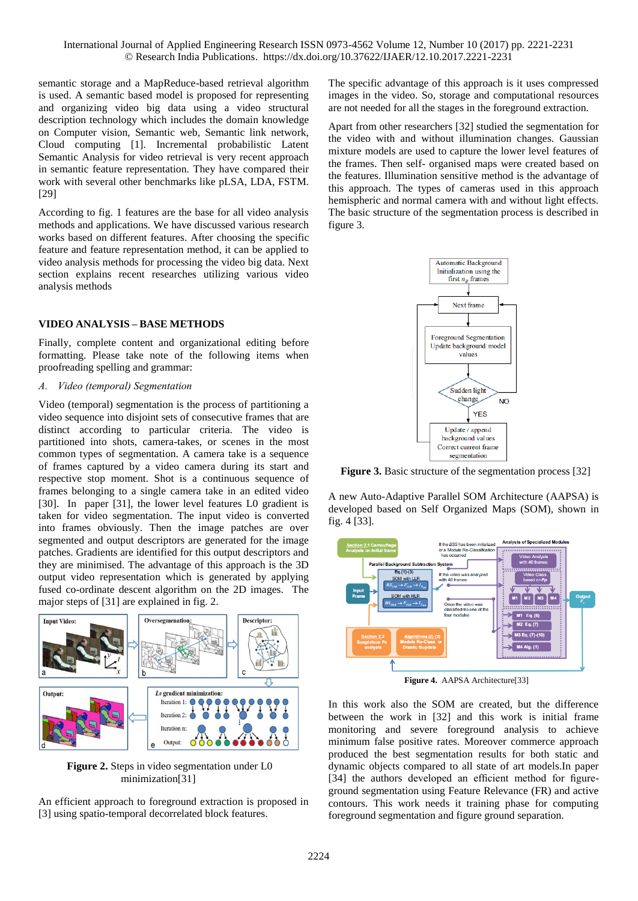semantic storage and a MapReduce-based retrieval algorithm is used. A semantic based model is proposed for representing and organizing video big data using a video structural description technology which includes the domain knowledge on Computer vision, Semantic web, Semantic link network, Cloud computing [1]. Incremental probabilistic Latent Semantic Analysis for video retrieval is very recent approach in semantic feature representation. They have compared their work with several other benchmarks like pLSA, LDA, FSTM. [29]

According to fig. 1 features are the base for all video analysis methods and applications. We have discussed various research works based on different features. After choosing the specific feature and feature representation method, it can be applied to video analysis methods for processing the video big data. Next section explains recent researches utilizing various video analysis methods

## VIDEO ANALYSIS – BASE METHODS

Finally, complete content and organizational editing before formatting. Please take note of the following items when proofreading spelling and grammar:

### *A. Video (temporal) Segmentation*

Video (temporal) segmentation is the process of partitioning a video sequence into disjoint sets of consecutive frames that are distinct according to particular criteria. The video is partitioned into shots, camera-takes, or scenes in the most common types of segmentation. A camera take is a sequence of frames captured by a video camera during its start and respective stop moment. Shot is a continuous sequence of frames belonging to a single camera take in an edited video [30]. In paper [31], the lower level features L0 gradient is taken for video segmentation. The input video is converted into frames obviously. Then the image patches are over segmented and output descriptors are generated for the image patches. Gradients are identified for this output descriptors and they are minimised. The advantage of this approach is the 3D output video representation which is generated by applying fused co-ordinate descent algorithm on the 2D images. The major steps of [31] are explained in fig. 2.

**Figure 2.** Steps in video segmentation under L0 minimization[31]

An efficient approach to foreground extraction is proposed in [3] using spatio-temporal decorrelated block features. The specific advantage of this approach is it uses compressed images in the video. So, storage and computational resources are not needed for all the stages in the foreground extraction.

Apart from other researchers [32] studied the segmentation for the video with and without illumination changes. Gaussian mixture models are used to capture the lower level features of the frames. Then self- organised maps were created based on the features. Illumination sensitive method is the advantage of this approach. The types of cameras used in this approach hemispheric and normal camera with and without light effects. The basic structure of the segmentation process is described in figure 3.

**Figure 3.** Basic structure of the segmentation process [32]

A new Auto-Adaptive Parallel SOM Architecture (AAPSA) is developed based on Self Organized Maps (SOM), shown in fig. 4 [33].

**Figure 4.** AAPSA Architecture[33]

In this work also the SOM are created, but the difference between the work in [32] and this work is initial frame monitoring and severe foreground analysis to achieve minimum false positive rates. Moreover commerce approach produced the best segmentation results for both static and dynamic objects compared to all state of art models.In paper [34] the authors developed an efficient method for figure-ground segmentation using Feature Relevance (FR) and active contours. This work needs it training phase for computing foreground segmentation and figure ground separation.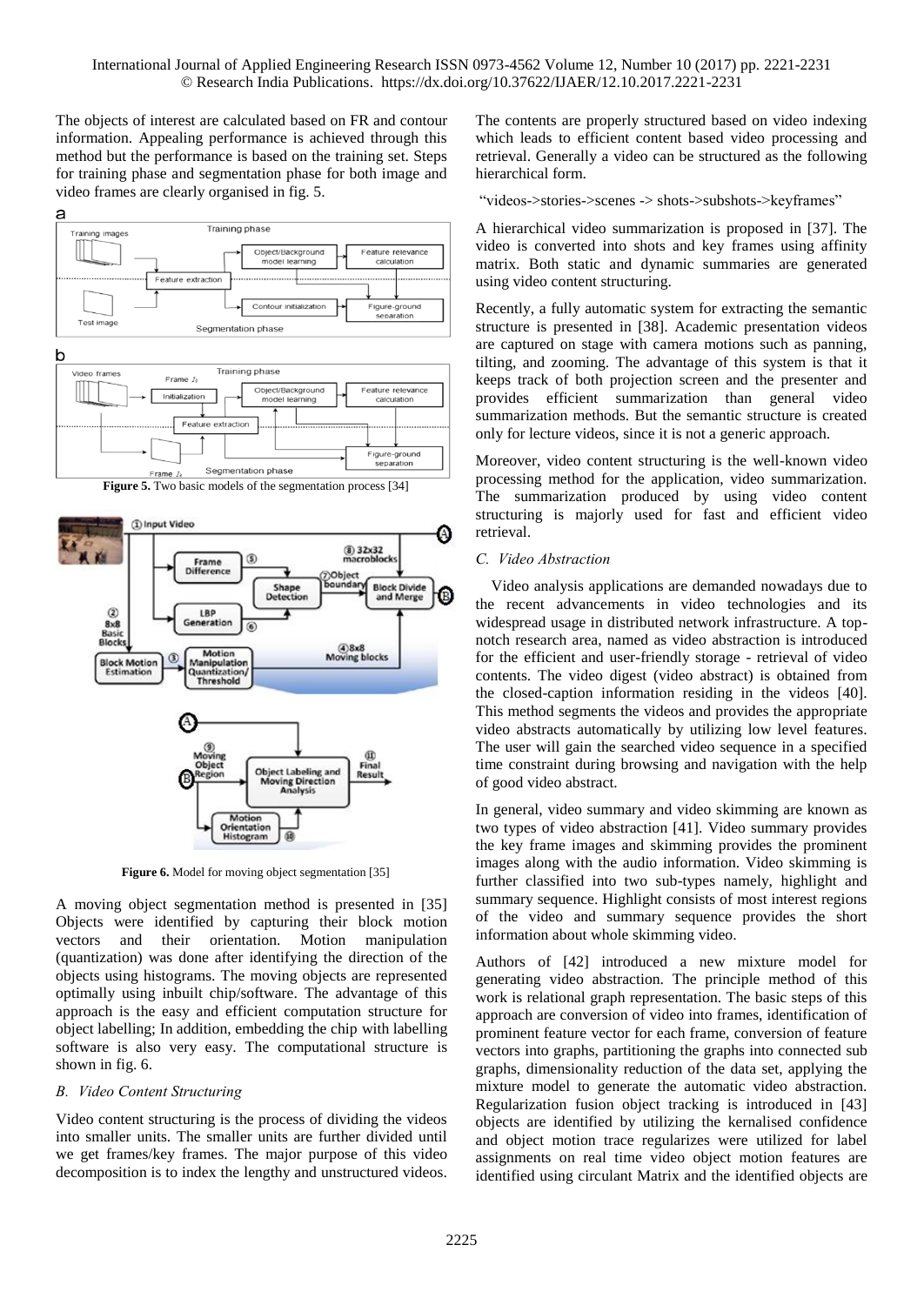The objects of interest are calculated based on FR and contour information. Appealing performance is achieved through this method but the performance is based on the training set. Steps for training phase and segmentation phase for both image and video frames are clearly organised in fig. 5.

**Figure 5.** Two basic models of the segmentation process [34]

**Figure 6.** Model for moving object segmentation [35]

A moving object segmentation method is presented in [35] Objects were identified by capturing their block motion vectors and their orientation. Motion manipulation (quantization) was done after identifying the direction of the objects using histograms. The moving objects are represented optimally using inbuilt chip/software. The advantage of this approach is the easy and efficient computation structure for object labelling; In addition, embedding the chip with labelling software is also very easy. The computational structure is shown in fig. 6.

### *B. Video Content Structuring*

Video content structuring is the process of dividing the videos into smaller units. The smaller units are further divided until we get frames/key frames. The major purpose of this video decomposition is to index the lengthy and unstructured videos. The contents are properly structured based on video indexing which leads to efficient content based video processing and retrieval. Generally a video can be structured as the following hierarchical form.

"videos->stories->scenes -> shots->subshots->keyframes"

A hierarchical video summarization is proposed in [37]. The video is converted into shots and key frames using affinity matrix. Both static and dynamic summaries are generated using video content structuring.

Recently, a fully automatic system for extracting the semantic structure is presented in [38]. Academic presentation videos are captured on stage with camera motions such as panning, tilting, and zooming. The advantage of this system is that it keeps track of both projection screen and the presenter and provides efficient summarization than general video summarization methods. But the semantic structure is created only for lecture videos, since it is not a generic approach.

Moreover, video content structuring is the well-known video processing method for the application, video summarization. The summarization produced by using video content structuring is majorly used for fast and efficient video retrieval.

### *C. Video Abstraction*

Video analysis applications are demanded nowadays due to the recent advancements in video technologies and its widespread usage in distributed network infrastructure. A top-notch research area, named as video abstraction is introduced for the efficient and user-friendly storage - retrieval of video contents. The video digest (video abstract) is obtained from the closed-caption information residing in the videos [40]. This method segments the videos and provides the appropriate video abstracts automatically by utilizing low level features. The user will gain the searched video sequence in a specified time constraint during browsing and navigation with the help of good video abstract.

In general, video summary and video skimming are known as two types of video abstraction [41]. Video summary provides the key frame images and skimming provides the prominent images along with the audio information. Video skimming is further classified into two sub-types namely, highlight and summary sequence. Highlight consists of most interest regions of the video and summary sequence provides the short information about whole skimming video.

Authors of [42] introduced a new mixture model for generating video abstraction. The principle method of this work is relational graph representation. The basic steps of this approach are conversion of video into frames, identification of prominent feature vector for each frame, conversion of feature vectors into graphs, partitioning the graphs into connected sub graphs, dimensionality reduction of the data set, applying the mixture model to generate the automatic video abstraction. Regularization fusion object tracking is introduced in [43] objects are identified by utilizing the kernalised confidence and object motion trace regularizes were utilized for label assignments on real time video object motion features are identified using circulant Matrix and the identified objects are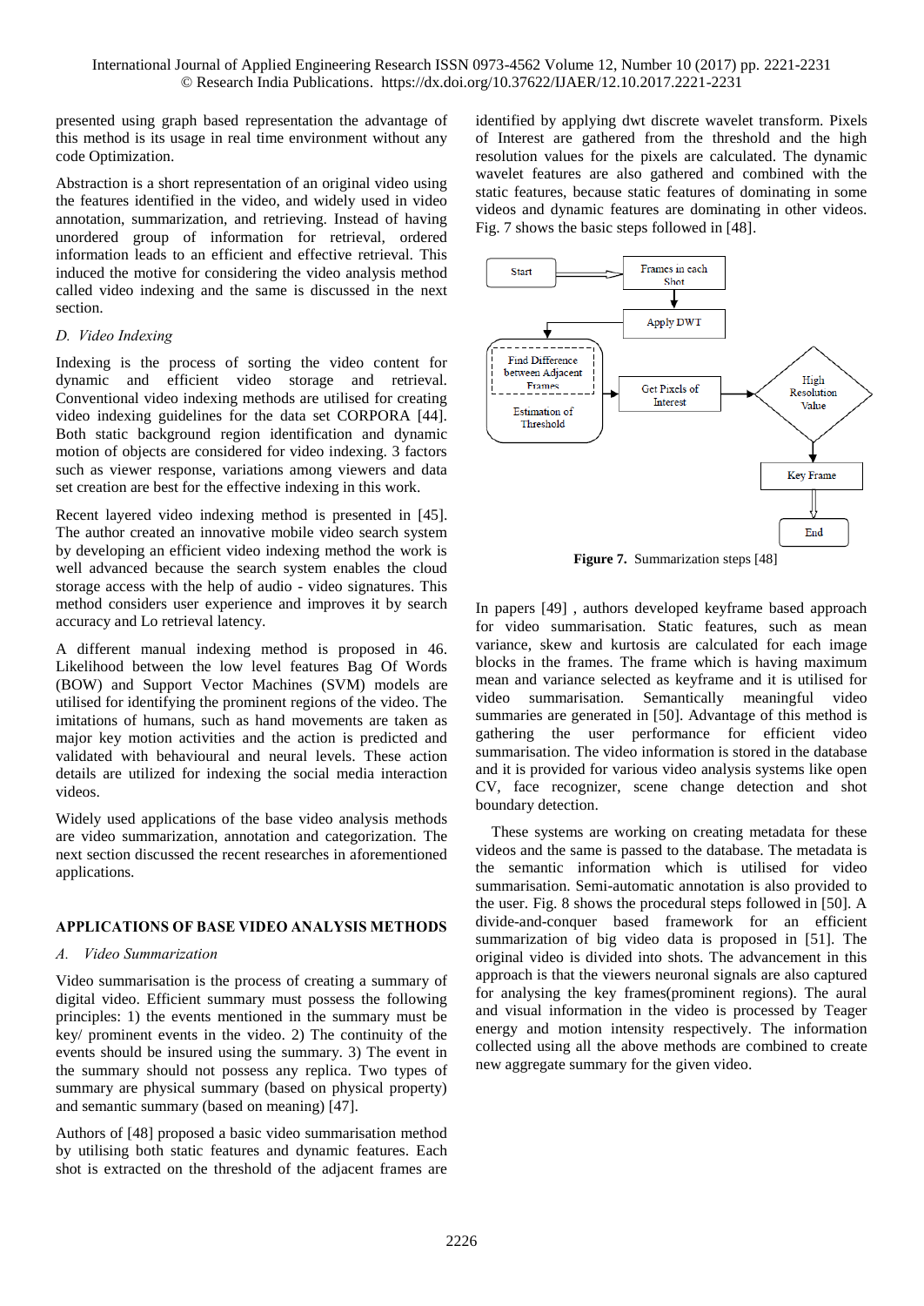presented using graph based representation the advantage of this method is its usage in real time environment without any code Optimization.

Abstraction is a short representation of an original video using the features identified in the video, and widely used in video annotation, summarization, and retrieving. Instead of having unordered group of information for retrieval, ordered information leads to an efficient and effective retrieval. This induced the motive for considering the video analysis method called video indexing and the same is discussed in the next section.

### *D. Video Indexing*

Indexing is the process of sorting the video content for dynamic and efficient video storage and retrieval. Conventional video indexing methods are utilised for creating video indexing guidelines for the data set CORPORA [44]. Both static background region identification and dynamic motion of objects are considered for video indexing. 3 factors such as viewer response, variations among viewers and data set creation are best for the effective indexing in this work.

Recent layered video indexing method is presented in [45]. The author created an innovative mobile video search system by developing an efficient video indexing method the work is well advanced because the search system enables the cloud storage access with the help of audio - video signatures. This method considers user experience and improves it by search accuracy and Lo retrieval latency.

A different manual indexing method is proposed in 46. Likelihood between the low level features Bag Of Words (BOW) and Support Vector Machines (SVM) models are utilised for identifying the prominent regions of the video. The imitations of humans, such as hand movements are taken as major key motion activities and the action is predicted and validated with behavioural and neural levels. These action details are utilized for indexing the social media interaction videos.

Widely used applications of the base video analysis methods are video summarization, annotation and categorization. The next section discussed the recent researches in aforementioned applications.

## APPLICATIONS OF BASE VIDEO ANALYSIS METHODS

### *A. Video Summarization*

Video summarisation is the process of creating a summary of digital video. Efficient summary must possess the following principles: 1) the events mentioned in the summary must be key/ prominent events in the video. 2) The continuity of the events should be ensured using the summary. 3) The event in the summary should not possess any replica. Two types of summary are physical summary (based on physical property) and semantic summary (based on meaning) [47].

Authors of [48] proposed a basic video summarisation method by utilising both static features and dynamic features. Each shot is extracted on the threshold of the adjacent frames are identified by applying dwt discrete wavelet transform. Pixels of Interest are gathered from the threshold and the high resolution values for the pixels are calculated. The dynamic wavelet features are also gathered and combined with the static features, because static features of dominating in some videos and dynamic features are dominating in other videos. Fig. 7 shows the basic steps followed in [48].

Start → Frames in each Shot → Apply DWT → Find Difference between Adjacent Frames / Estimation of Threshold → Get Pixels of Interest → High Resolution Value → Key Frame → End

**Figure 7.** Summarization steps [48]

In papers [49] , authors developed keyframe based approach for video summarisation. Static features, such as mean variance, skew and kurtosis are calculated for each image blocks in the frames. The frame which is having maximum mean and variance selected as keyframe and it is utilised for video summarisation. Semantically meaningful video summaries are generated in [50]. Advantage of this method is gathering the user performance for efficient video summarisation. The video information is stored in the database and it is provided for various video analysis systems like open CV, face recognizer, scene change detection and shot boundary detection.

These systems are working on creating metadata for these videos and the same is passed to the database. The metadata is the semantic information which is utilised for video summarisation. Semi-automatic annotation is also provided to the user. Fig. 8 shows the procedural steps followed in [50]. A divide-and-conquer based framework for an efficient summarization of big video data is proposed in [51]. The original video is divided into shots. The advancement in this approach is that the viewers neuronal signals are also captured for analysing the key frames(prominent regions). The aural and visual information in the video is processed by Teager energy and motion intensity respectively. The information collected using all the above methods are combined to create new aggregate summary for the given video.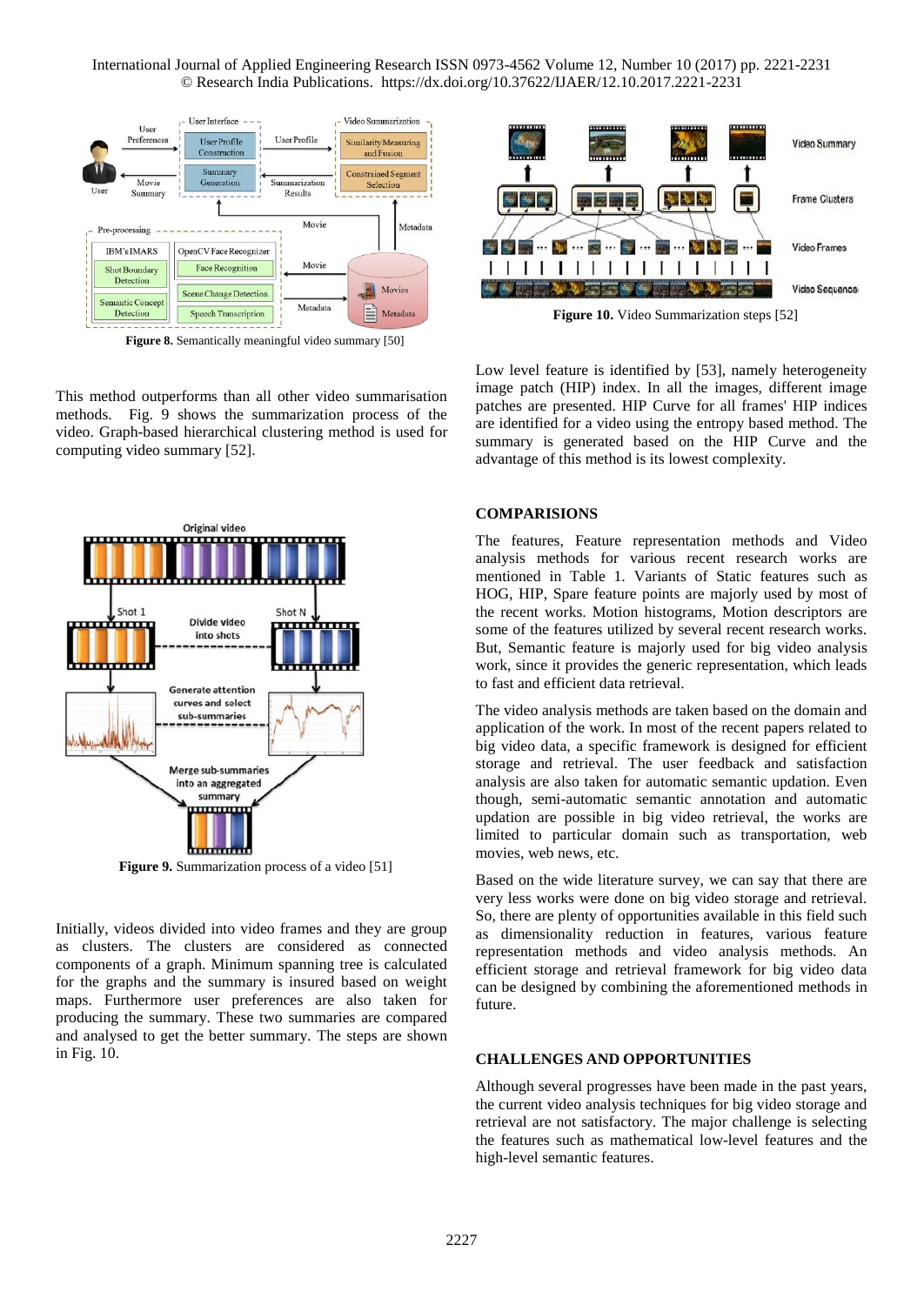Figure 8. Semantically meaningful video summary [50]

This method outperforms than all other video summarisation methods. Fig. 9 shows the summarization process of the video. Graph-based hierarchical clustering method is used for computing video summary [52].

Figure 9. Summarization process of a video [51]

Initially, videos divided into video frames and they are group as clusters. The clusters are considered as connected components of a graph. Minimum spanning tree is calculated for the graphs and the summary is insured based on weight maps. Furthermore user preferences are also taken for producing the summary. These two summaries are compared and analysed to get the better summary. The steps are shown in Fig. 10.

Figure 10. Video Summarization steps [52]

Low level feature is identified by [53], namely heterogeneity image patch (HIP) index. In all the images, different image patches are presented. HIP Curve for all frames' HIP indices are identified for a video using the entropy based method. The summary is generated based on the HIP Curve and the advantage of this method is its lowest complexity.

## COMPARISIONS

The features, Feature representation methods and Video analysis methods for various recent research works are mentioned in Table 1. Variants of Static features such as HOG, HIP, Spare feature points are majorly used by most of the recent works. Motion histograms, Motion descriptors are some of the features utilized by several recent research works. But, Semantic feature is majorly used for big video analysis work, since it provides the generic representation, which leads to fast and efficient data retrieval.

The video analysis methods are taken based on the domain and application of the work. In most of the recent papers related to big video data, a specific framework is designed for efficient storage and retrieval. The user feedback and satisfaction analysis are also taken for automatic semantic updation. Even though, semi-automatic semantic annotation and automatic updation are possible in big video retrieval, the works are limited to particular domain such as transportation, web movies, web news, etc.

Based on the wide literature survey, we can say that there are very less works were done on big video storage and retrieval. So, there are plenty of opportunities available in this field such as dimensionality reduction in features, various feature representation methods and video analysis methods. An efficient storage and retrieval framework for big video data can be designed by combining the aforementioned methods in future.

## CHALLENGES AND OPPORTUNITIES

Although several progresses have been made in the past years, the current video analysis techniques for big video storage and retrieval are not satisfactory. The major challenge is selecting the features such as mathematical low-level features and the high-level semantic features.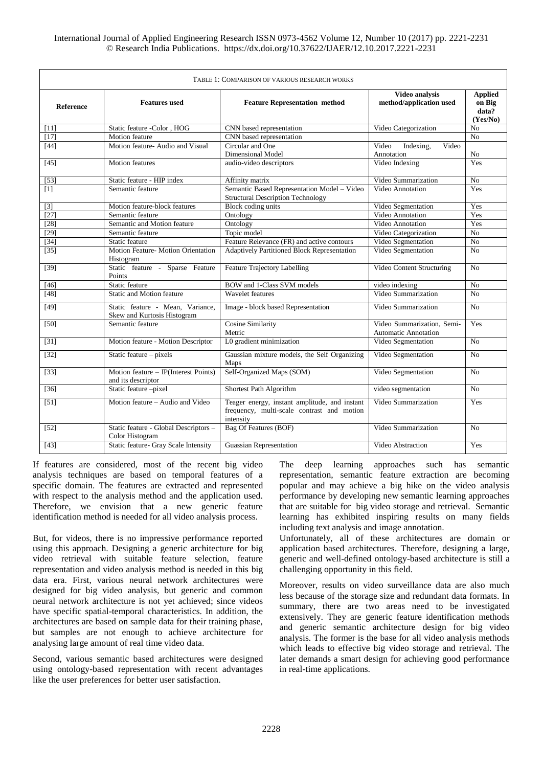TABLE 1: COMPARISON OF VARIOUS RESEARCH WORKS

| Reference | Features used | Feature Representation method | Video analysis method/application used | Applied on Big data? (Yes/No) |
|---|---|---|---|---|
| [11] | Static feature -Color , HOG | CNN based representation | Video Categorization | No |
| [17] | Motion feature | CNN based representation | | No |
| [44] | Motion feature- Audio and Visual | Circular and One Dimensional Model | Video Indexing, Video Annotation | No |
| [45] | Motion features | audio-video descriptors | Video Indexing | Yes |
| [53] | Static feature - HIP index | Affinity matrix | Video Summarization | No |
| [1] | Semantic feature | Semantic Based Representation Model – Video Structural Description Technology | Video Annotation | Yes |
| [3] | Motion feature-block features | Block coding units | Video Segmentation | Yes |
| [27] | Semantic feature | Ontology | Video Annotation | Yes |
| [28] | Semantic and Motion feature | Ontology | Video Annotation | Yes |
| [29] | Semantic feature | Topic model | Video Categorization | No |
| [34] | Static feature | Feature Relevance (FR) and active contours | Video Segmentation | No |
| [35] | Motion Feature- Motion Orientation Histogram | Adaptively Partitioned Block Representation | Video Segmentation | No |
| [39] | Static feature - Sparse Feature Points | Feature Trajectory Labelling | Video Content Structuring | No |
| [46] | Static feature | BOW and 1-Class SVM models | video indexing | No |
| [48] | Static and Motion feature | Wavelet features | Video Summarization | No |
| [49] | Static feature - Mean, Variance, Skew and Kurtosis Histogram | Image - block based Representation | Video Summarization | No |
| [50] | Semantic feature | Cosine Similarity Metric | Video Summarization, Semi-Automatic Annotation | Yes |
| [31] | Motion feature - Motion Descriptor | L0 gradient minimization | Video Segmentation | No |
| [32] | Static feature – pixels | Gaussian mixture models, the Self Organizing Maps | Video Segmentation | No |
| [33] | Motion feature – IP(Interest Points) and its descriptor | Self-Organized Maps (SOM) | Video Segmentation | No |
| [36] | Static feature –pixel | Shortest Path Algorithm | video segmentation | No |
| [51] | Motion feature – Audio and Video | Teager energy, instant amplitude, and instant frequency, multi-scale contrast and motion intensity | Video Summarization | Yes |
| [52] | Static feature - Global Descriptors – Color Histogram | Bag Of Features (BOF) | Video Summarization | No |
| [43] | Static feature- Gray Scale Intensity | Guassian Representation | Video Abstraction | Yes |

If features are considered, most of the recent big video analysis techniques are based on temporal features of a specific domain. The features are extracted and represented with respect to the analysis method and the application used. Therefore, we envision that a new generic feature identification method is needed for all video analysis process.

But, for videos, there is no impressive performance reported using this approach. Designing a generic architecture for big video retrieval with suitable feature selection, feature representation and video analysis method is needed in this big data era. First, various neural network architectures were designed for big video analysis, but generic and common neural network architecture is not yet achieved; since videos have specific spatial-temporal characteristics. In addition, the architectures are based on sample data for their training phase, but samples are not enough to achieve architecture for analysing large amount of real time video data.

Second, various semantic based architectures were designed using ontology-based representation with recent advantages like the user preferences for better user satisfaction.

The deep learning approaches such has semantic representation, semantic feature extraction are becoming popular and may achieve a big hike on the video analysis performance by developing new semantic learning approaches that are suitable for big video storage and retrieval. Semantic learning has exhibited inspiring results on many fields including text analysis and image annotation.

Unfortunately, all of these architectures are domain or application based architectures. Therefore, designing a large, generic and well-defined ontology-based architecture is still a challenging opportunity in this field.

Moreover, results on video surveillance data are also much less because of the storage size and redundant data formats. In summary, there are two areas need to be investigated extensively. They are generic feature identification methods and generic semantic architecture design for big video analysis. The former is the base for all video analysis methods which leads to effective big video storage and retrieval. The later demands a smart design for achieving good performance in real-time applications.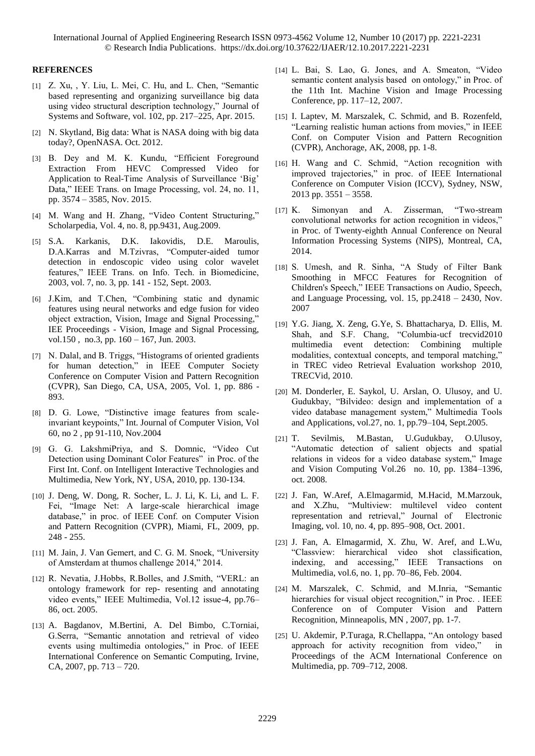## REFERENCES

[1] Z. Xu, , Y. Liu, L. Mei, C. Hu, and L. Chen, "Semantic based representing and organizing surveillance big data using video structural description technology," Journal of Systems and Software, vol. 102, pp. 217–225, Apr. 2015.

[2] N. Skytland, Big data: What is NASA doing with big data today?, OpenNASA. Oct. 2012.

[3] B. Dey and M. K. Kundu, "Efficient Foreground Extraction From HEVC Compressed Video for Application to Real-Time Analysis of Surveillance 'Big' Data," IEEE Trans. on Image Processing, vol. 24, no. 11, pp. 3574 – 3585, Nov. 2015.

[4] M. Wang and H. Zhang, "Video Content Structuring," Scholarpedia, Vol. 4, no. 8, pp.9431, Aug.2009.

[5] S.A. Karkanis, D.K. Iakovidis, D.E. Maroulis, D.A.Karras and M.Tzivras, "Computer-aided tumor detection in endoscopic video using color wavelet features," IEEE Trans. on Info. Tech. in Biomedicine, 2003, vol. 7, no. 3, pp. 141 - 152, Sept. 2003.

[6] J.Kim, and T.Chen, "Combining static and dynamic features using neural networks and edge fusion for video object extraction, Vision, Image and Signal Processing," IEE Proceedings - Vision, Image and Signal Processing, vol.150 , no.3, pp. 160 – 167, Jun. 2003.

[7] N. Dalal, and B. Triggs, "Histograms of oriented gradients for human detection," in IEEE Computer Society Conference on Computer Vision and Pattern Recognition (CVPR), San Diego, CA, USA, 2005, Vol. 1, pp. 886 - 893.

[8] D. G. Lowe, "Distinctive image features from scale-invariant keypoints," Int. Journal of Computer Vision, Vol 60, no 2 , pp 91-110, Nov.2004

[9] G. G. LakshmiPriya, and S. Domnic, "Video Cut Detection using Dominant Color Features" in Proc. of the First Int. Conf. on Intelligent Interactive Technologies and Multimedia, New York, NY, USA, 2010, pp. 130-134.

[10] J. Deng, W. Dong, R. Socher, L. J. Li, K. Li, and L. F. Fei, "Image Net: A large-scale hierarchical image database," in proc. of IEEE Conf. on Computer Vision and Pattern Recognition (CVPR), Miami, FL, 2009, pp. 248 - 255.

[11] M. Jain, J. Van Gemert, and C. G. M. Snoek, "University of Amsterdam at thumos challenge 2014," 2014.

[12] R. Nevatia, J.Hobbs, R.Bolles, and J.Smith, "VERL: an ontology framework for rep- resenting and annotating video events," IEEE Multimedia, Vol.12 issue-4, pp.76–86, oct. 2005.

[13] A. Bagdanov, M.Bertini, A. Del Bimbo, C.Torniai, G.Serra, "Semantic annotation and retrieval of video events using multimedia ontologies," in Proc. of IEEE International Conference on Semantic Computing, Irvine, CA, 2007, pp. 713 – 720.

[14] L. Bai, S. Lao, G. Jones, and A. Smeaton, "Video semantic content analysis based on ontology," in Proc. of the 11th Int. Machine Vision and Image Processing Conference, pp. 117–12, 2007.

[15] I. Laptev, M. Marszalek, C. Schmid, and B. Rozenfeld, "Learning realistic human actions from movies," in IEEE Conf. on Computer Vision and Pattern Recognition (CVPR), Anchorage, AK, 2008, pp. 1-8.

[16] H. Wang and C. Schmid, "Action recognition with improved trajectories," in proc. of IEEE International Conference on Computer Vision (ICCV), Sydney, NSW, 2013 pp. 3551 – 3558.

[17] K. Simonyan and A. Zisserman, "Two-stream convolutional networks for action recognition in videos," in Proc. of Twenty-eighth Annual Conference on Neural Information Processing Systems (NIPS), Montreal, CA, 2014.

[18] S. Umesh, and R. Sinha, "A Study of Filter Bank Smoothing in MFCC Features for Recognition of Children's Speech," IEEE Transactions on Audio, Speech, and Language Processing, vol. 15, pp.2418 – 2430, Nov. 2007

[19] Y.G. Jiang, X. Zeng, G.Ye, S. Bhattacharya, D. Ellis, M. Shah, and S.F. Chang, "Columbia-ucf trecvid2010 multimedia event detection: Combining multiple modalities, contextual concepts, and temporal matching," in TREC video Retrieval Evaluation workshop 2010, TRECVid, 2010.

[20] M. Donderler, E. Saykol, U. Arslan, O. Ulusoy, and U. Gudukbay, "Bilvideo: design and implementation of a video database management system," Multimedia Tools and Applications, vol.27, no. 1, pp.79–104, Sept.2005.

[21] T. Sevilmis, M.Bastan, U.Gudukbay, O.Ulusoy, "Automatic detection of salient objects and spatial relations in videos for a video database system," Image and Vision Computing Vol.26 no. 10, pp. 1384–1396, oct. 2008.

[22] J. Fan, W.Aref, A.Elmagarmid, M.Hacid, M.Marzouk, and X.Zhu, "Multiview: multilevel video content representation and retrieval," Journal of Electronic Imaging, vol. 10, no. 4, pp. 895–908, Oct. 2001.

[23] J. Fan, A. Elmagarmid, X. Zhu, W. Aref, and L.Wu, "Classview: hierarchical video shot classification, indexing, and accessing," IEEE Transactions on Multimedia, vol.6, no. 1, pp. 70–86, Feb. 2004.

[24] M. Marszalek, C. Schmid, and M.Inria, "Semantic hierarchies for visual object recognition," in Proc. . IEEE Conference on of Computer Vision and Pattern Recognition, Minneapolis, MN , 2007, pp. 1-7.

[25] U. Akdemir, P.Turaga, R.Chellappa, "An ontology based approach for activity recognition from video," in Proceedings of the ACM International Conference on Multimedia, pp. 709–712, 2008.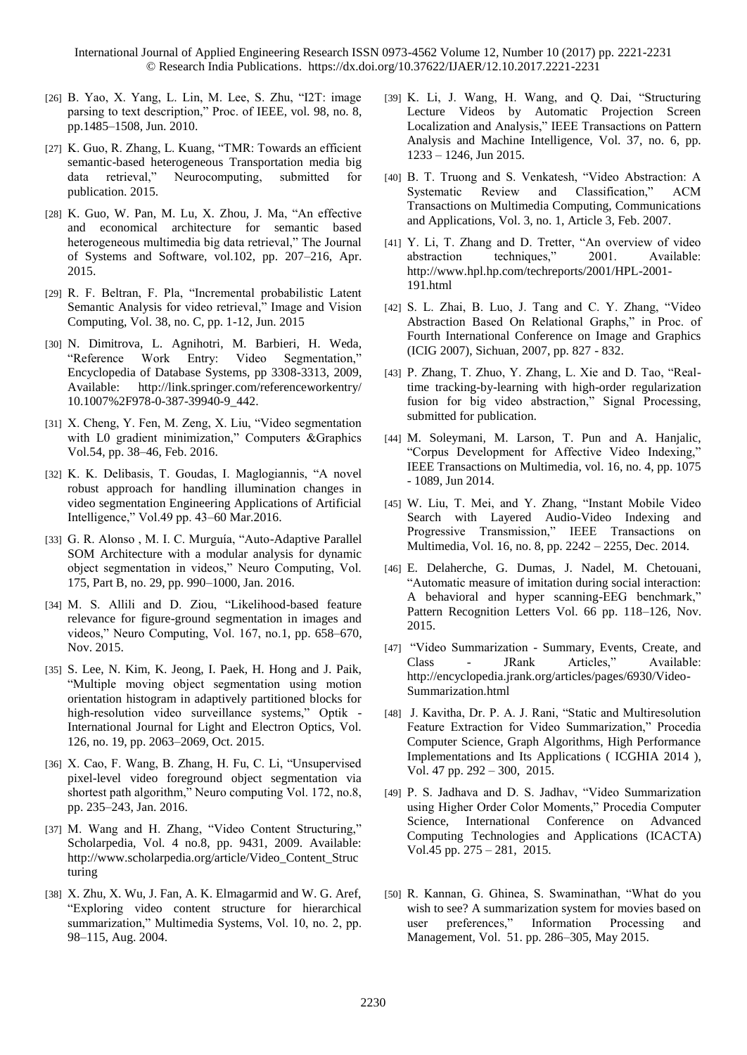[26] B. Yao, X. Yang, L. Lin, M. Lee, S. Zhu, "I2T: image parsing to text description," Proc. of IEEE, vol. 98, no. 8, pp.1485–1508, Jun. 2010.

[27] K. Guo, R. Zhang, L. Kuang, "TMR: Towards an efficient semantic-based heterogeneous Transportation media big data retrieval," Neurocomputing, submitted for publication. 2015.

[28] K. Guo, W. Pan, M. Lu, X. Zhou, J. Ma, "An effective and economical architecture for semantic based heterogeneous multimedia big data retrieval," The Journal of Systems and Software, vol.102, pp. 207–216, Apr. 2015.

[29] R. F. Beltran, F. Pla, "Incremental probabilistic Latent Semantic Analysis for video retrieval," Image and Vision Computing, Vol. 38, no. C, pp. 1-12, Jun. 2015

[30] N. Dimitrova, L. Agnihotri, M. Barbieri, H. Weda, "Reference Work Entry: Video Segmentation," Encyclopedia of Database Systems, pp 3308-3313, 2009, Available: http://link.springer.com/referenceworkentry/10.1007%2F978-0-387-39940-9_442.

[31] X. Cheng, Y. Fen, M. Zeng, X. Liu, "Video segmentation with L0 gradient minimization," Computers &Graphics Vol.54, pp. 38–46, Feb. 2016.

[32] K. K. Delibasis, T. Goudas, I. Maglogiannis, "A novel robust approach for handling illumination changes in video segmentation Engineering Applications of Artificial Intelligence," Vol.49 pp. 43–60 Mar.2016.

[33] G. R. Alonso , M. I. C. Murguía, "Auto-Adaptive Parallel SOM Architecture with a modular analysis for dynamic object segmentation in videos," Neuro Computing, Vol. 175, Part B, no. 29, pp. 990–1000, Jan. 2016.

[34] M. S. Allili and D. Ziou, "Likelihood-based feature relevance for figure-ground segmentation in images and videos," Neuro Computing, Vol. 167, no.1, pp. 658–670, Nov. 2015.

[35] S. Lee, N. Kim, K. Jeong, I. Paek, H. Hong and J. Paik, "Multiple moving object segmentation using motion orientation histogram in adaptively partitioned blocks for high-resolution video surveillance systems," Optik - International Journal for Light and Electron Optics, Vol. 126, no. 19, pp. 2063–2069, Oct. 2015.

[36] X. Cao, F. Wang, B. Zhang, H. Fu, C. Li, "Unsupervised pixel-level video foreground object segmentation via shortest path algorithm," Neuro computing Vol. 172, no.8, pp. 235–243, Jan. 2016.

[37] M. Wang and H. Zhang, "Video Content Structuring," Scholarpedia, Vol. 4 no.8, pp. 9431, 2009. Available: http://www.scholarpedia.org/article/Video_Content_Structuring

[38] X. Zhu, X. Wu, J. Fan, A. K. Elmagarmid and W. G. Aref, "Exploring video content structure for hierarchical summarization," Multimedia Systems, Vol. 10, no. 2, pp. 98–115, Aug. 2004.

[39] K. Li, J. Wang, H. Wang, and Q. Dai, "Structuring Lecture Videos by Automatic Projection Screen Localization and Analysis," IEEE Transactions on Pattern Analysis and Machine Intelligence, Vol. 37, no. 6, pp. 1233 – 1246, Jun 2015.

[40] B. T. Truong and S. Venkatesh, "Video Abstraction: A Systematic Review and Classification," ACM Transactions on Multimedia Computing, Communications and Applications, Vol. 3, no. 1, Article 3, Feb. 2007.

[41] Y. Li, T. Zhang and D. Tretter, "An overview of video abstraction techniques," 2001. Available: http://www.hpl.hp.com/techreports/2001/HPL-2001-191.html

[42] S. L. Zhai, B. Luo, J. Tang and C. Y. Zhang, "Video Abstraction Based On Relational Graphs," in Proc. of Fourth International Conference on Image and Graphics (ICIG 2007), Sichuan, 2007, pp. 827 - 832.

[43] P. Zhang, T. Zhuo, Y. Zhang, L. Xie and D. Tao, "Real-time tracking-by-learning with high-order regularization fusion for big video abstraction," Signal Processing, submitted for publication.

[44] M. Soleymani, M. Larson, T. Pun and A. Hanjalic, "Corpus Development for Affective Video Indexing," IEEE Transactions on Multimedia, vol. 16, no. 4, pp. 1075 - 1089, Jun 2014.

[45] W. Liu, T. Mei, and Y. Zhang, "Instant Mobile Video Search with Layered Audio-Video Indexing and Progressive Transmission," IEEE Transactions on Multimedia, Vol. 16, no. 8, pp. 2242 – 2255, Dec. 2014.

[46] E. Delaherche, G. Dumas, J. Nadel, M. Chetouani, "Automatic measure of imitation during social interaction: A behavioral and hyper scanning-EEG benchmark," Pattern Recognition Letters Vol. 66 pp. 118–126, Nov. 2015.

[47] "Video Summarization - Summary, Events, Create, and Class - JRank Articles," Available: http://encyclopedia.jrank.org/articles/pages/6930/Video-Summarization.html

[48] J. Kavitha, Dr. P. A. J. Rani, "Static and Multiresolution Feature Extraction for Video Summarization," Procedia Computer Science, Graph Algorithms, High Performance Implementations and Its Applications ( ICGHIA 2014 ), Vol. 47 pp. 292 – 300, 2015.

[49] P. S. Jadhava and D. S. Jadhav, "Video Summarization using Higher Order Color Moments," Procedia Computer Science, International Conference on Advanced Computing Technologies and Applications (ICACTA) Vol.45 pp. 275 – 281, 2015.

[50] R. Kannan, G. Ghinea, S. Swaminathan, "What do you wish to see? A summarization system for movies based on user preferences," Information Processing and Management, Vol. 51. pp. 286–305, May 2015.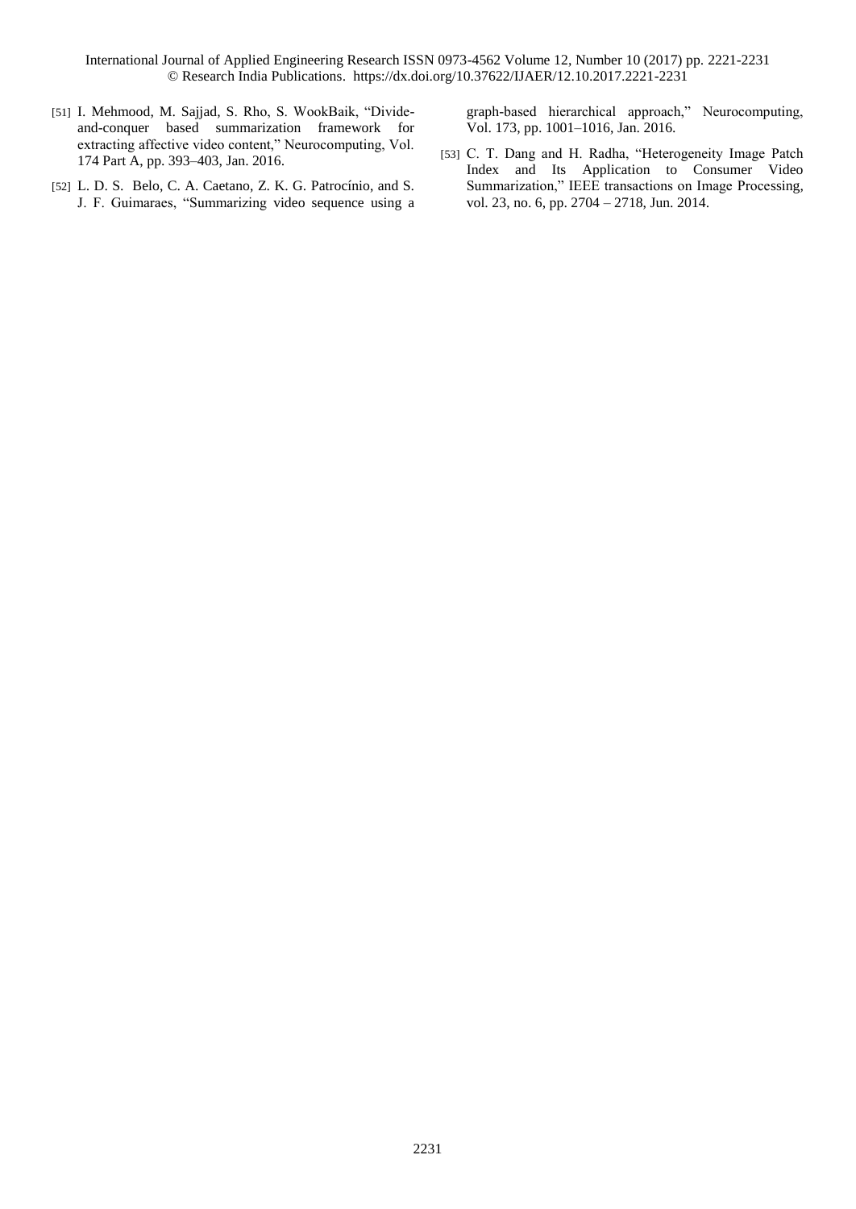[51] I. Mehmood, M. Sajjad, S. Rho, S. WookBaik, "Divide-and-conquer based summarization framework for extracting affective video content," Neurocomputing, Vol. 174 Part A, pp. 393–403, Jan. 2016.

[52] L. D. S. Belo, C. A. Caetano, Z. K. G. Patrocínio, and S. J. F. Guimaraes, "Summarizing video sequence using a graph-based hierarchical approach," Neurocomputing, Vol. 173, pp. 1001–1016, Jan. 2016.

[53] C. T. Dang and H. Radha, "Heterogeneity Image Patch Index and Its Application to Consumer Video Summarization," IEEE transactions on Image Processing, vol. 23, no. 6, pp. 2704 – 2718, Jun. 2014.